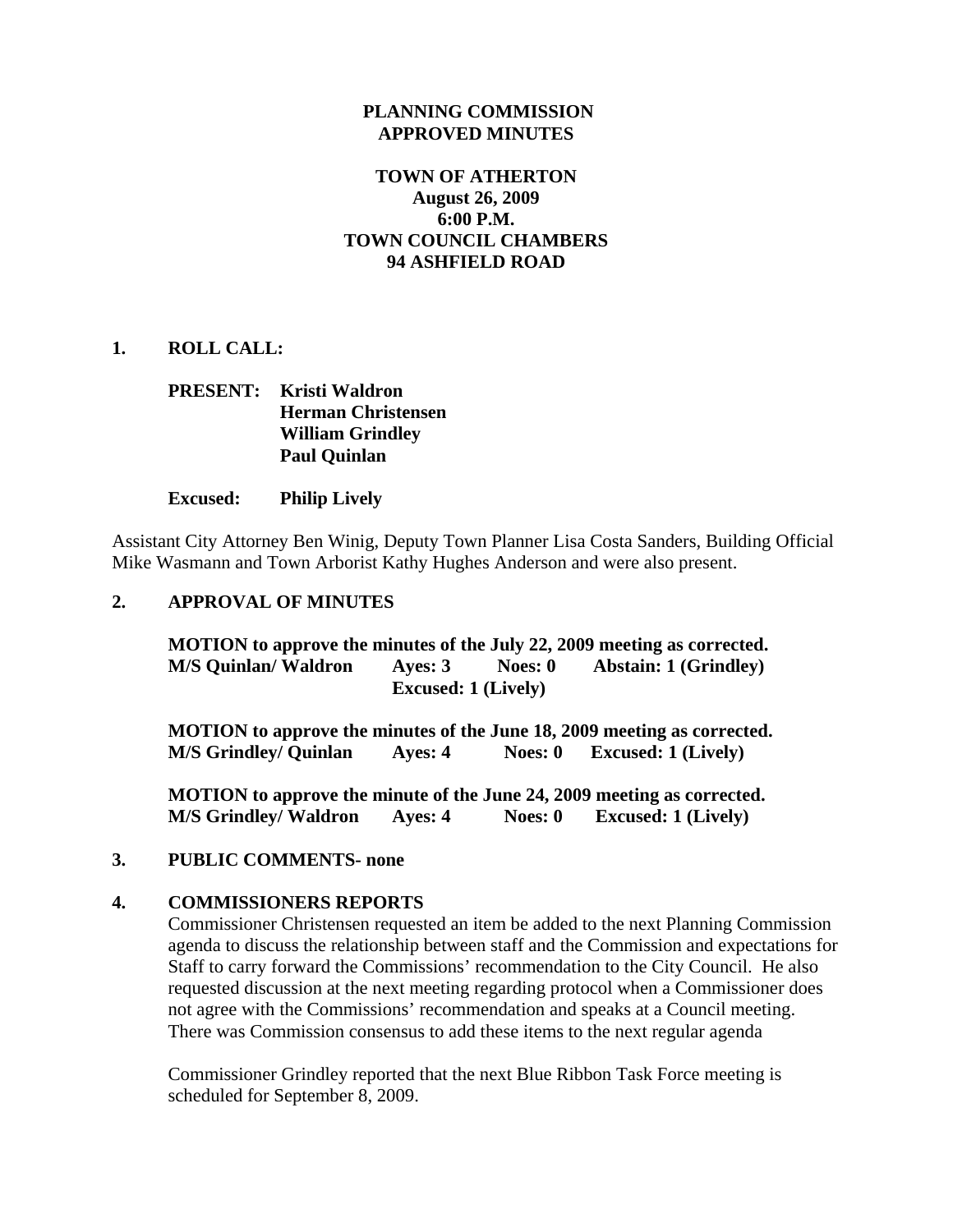**PLANNING COMMISSION**
**APPROVED MINUTES**

**TOWN OF ATHERTON**
**August 26, 2009**
**6:00 P.M.**
**TOWN COUNCIL CHAMBERS**
**94 ASHFIELD ROAD**

## 1. ROLL CALL:

**PRESENT:** **Kristi Waldron**
**Herman Christensen**
**William Grindley**
**Paul Quinlan**

**Excused:** **Philip Lively**

Assistant City Attorney Ben Winig, Deputy Town Planner Lisa Costa Sanders, Building Official Mike Wasmann and Town Arborist Kathy Hughes Anderson and were also present.

## 2. APPROVAL OF MINUTES

**MOTION to approve the minutes of the July 22, 2009 meeting as corrected.**
**M/S Quinlan/ Waldron Ayes: 3 Noes: 0 Abstain: 1 (Grindley) Excused: 1 (Lively)**

**MOTION to approve the minutes of the June 18, 2009 meeting as corrected.**
**M/S Grindley/ Quinlan Ayes: 4 Noes: 0 Excused: 1 (Lively)**

**MOTION to approve the minute of the June 24, 2009 meeting as corrected.**
**M/S Grindley/ Waldron Ayes: 4 Noes: 0 Excused: 1 (Lively)**

## 3. PUBLIC COMMENTS- none

## 4. COMMISSIONERS REPORTS

Commissioner Christensen requested an item be added to the next Planning Commission agenda to discuss the relationship between staff and the Commission and expectations for Staff to carry forward the Commissions' recommendation to the City Council. He also requested discussion at the next meeting regarding protocol when a Commissioner does not agree with the Commissions' recommendation and speaks at a Council meeting. There was Commission consensus to add these items to the next regular agenda

Commissioner Grindley reported that the next Blue Ribbon Task Force meeting is scheduled for September 8, 2009.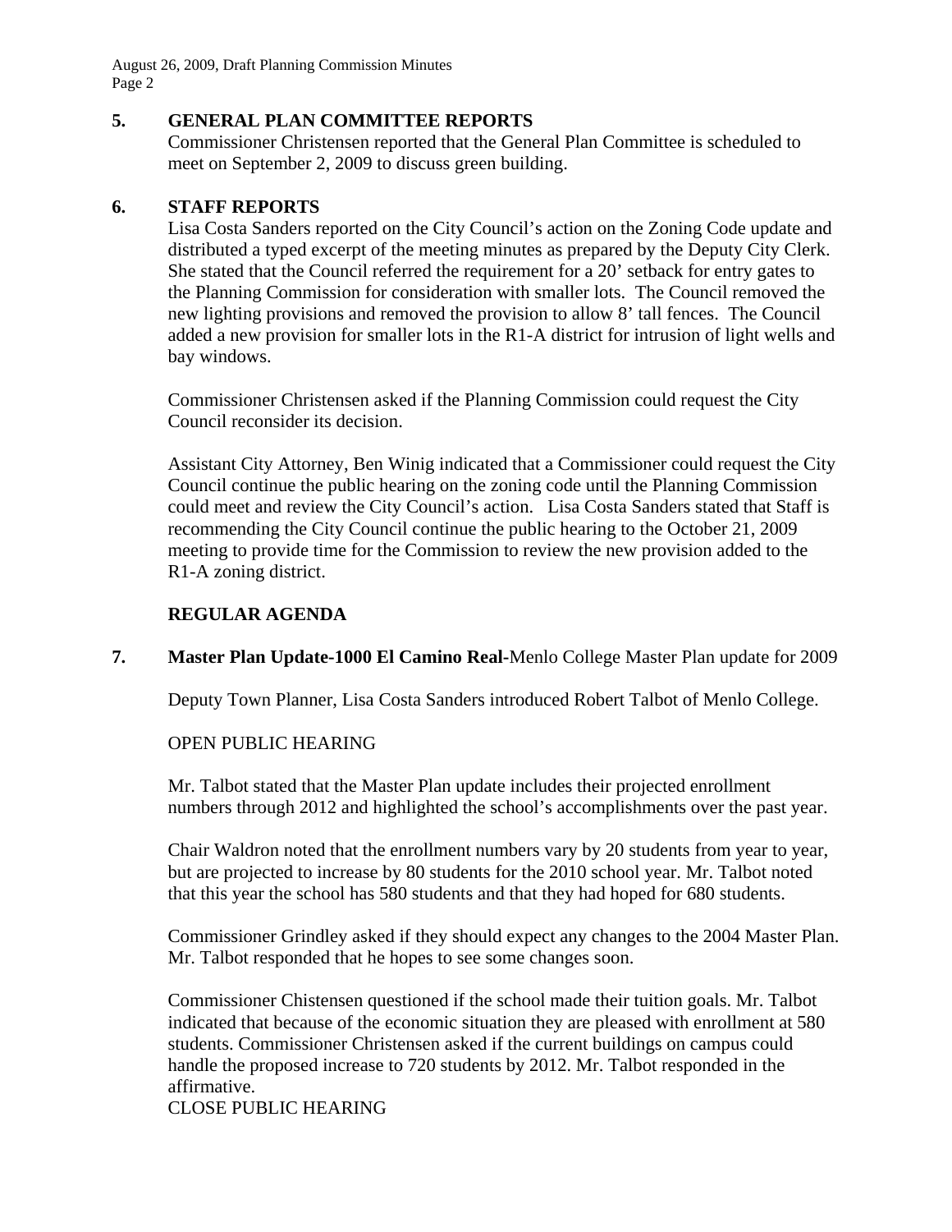## 5. GENERAL PLAN COMMITTEE REPORTS

Commissioner Christensen reported that the General Plan Committee is scheduled to meet on September 2, 2009 to discuss green building.

## 6. STAFF REPORTS

Lisa Costa Sanders reported on the City Council's action on the Zoning Code update and distributed a typed excerpt of the meeting minutes as prepared by the Deputy City Clerk. She stated that the Council referred the requirement for a 20' setback for entry gates to the Planning Commission for consideration with smaller lots. The Council removed the new lighting provisions and removed the provision to allow 8' tall fences. The Council added a new provision for smaller lots in the R1-A district for intrusion of light wells and bay windows.

Commissioner Christensen asked if the Planning Commission could request the City Council reconsider its decision.

Assistant City Attorney, Ben Winig indicated that a Commissioner could request the City Council continue the public hearing on the zoning code until the Planning Commission could meet and review the City Council's action. Lisa Costa Sanders stated that Staff is recommending the City Council continue the public hearing to the October 21, 2009 meeting to provide time for the Commission to review the new provision added to the R1-A zoning district.

## REGULAR AGENDA

## 7. Master Plan Update-1000 El Camino Real-Menlo College Master Plan update for 2009

Deputy Town Planner, Lisa Costa Sanders introduced Robert Talbot of Menlo College.

OPEN PUBLIC HEARING

Mr. Talbot stated that the Master Plan update includes their projected enrollment numbers through 2012 and highlighted the school's accomplishments over the past year.

Chair Waldron noted that the enrollment numbers vary by 20 students from year to year, but are projected to increase by 80 students for the 2010 school year. Mr. Talbot noted that this year the school has 580 students and that they had hoped for 680 students.

Commissioner Grindley asked if they should expect any changes to the 2004 Master Plan. Mr. Talbot responded that he hopes to see some changes soon.

Commissioner Chistensen questioned if the school made their tuition goals. Mr. Talbot indicated that because of the economic situation they are pleased with enrollment at 580 students. Commissioner Christensen asked if the current buildings on campus could handle the proposed increase to 720 students by 2012. Mr. Talbot responded in the affirmative.

CLOSE PUBLIC HEARING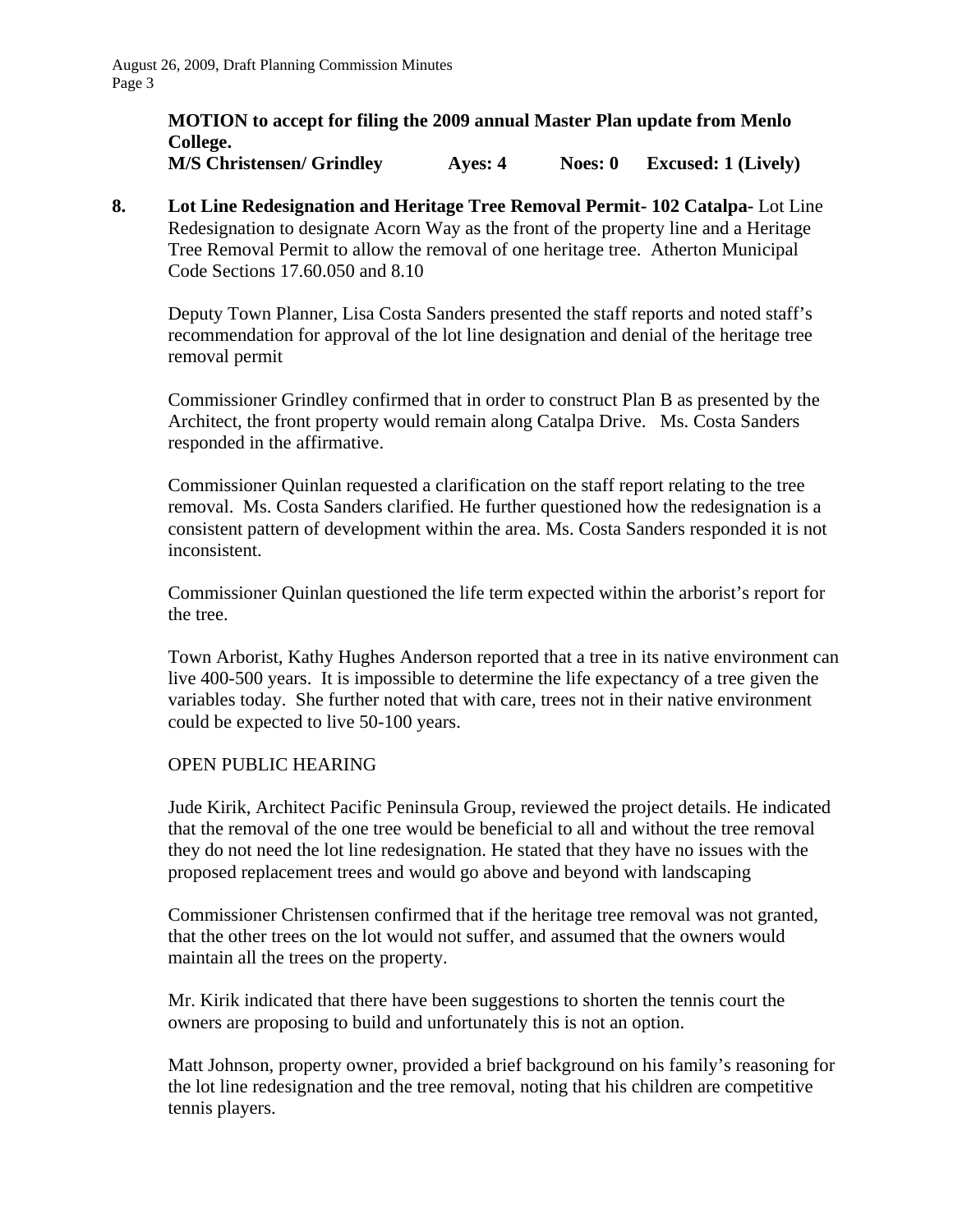**MOTION to accept for filing the 2009 annual Master Plan update from Menlo College.**
**M/S Christensen/ Grindley Ayes: 4 Noes: 0 Excused: 1 (Lively)**

**8. Lot Line Redesignation and Heritage Tree Removal Permit- 102 Catalpa-** Lot Line Redesignation to designate Acorn Way as the front of the property line and a Heritage Tree Removal Permit to allow the removal of one heritage tree. Atherton Municipal Code Sections 17.60.050 and 8.10

Deputy Town Planner, Lisa Costa Sanders presented the staff reports and noted staff's recommendation for approval of the lot line designation and denial of the heritage tree removal permit

Commissioner Grindley confirmed that in order to construct Plan B as presented by the Architect, the front property would remain along Catalpa Drive. Ms. Costa Sanders responded in the affirmative.

Commissioner Quinlan requested a clarification on the staff report relating to the tree removal. Ms. Costa Sanders clarified. He further questioned how the redesignation is a consistent pattern of development within the area. Ms. Costa Sanders responded it is not inconsistent.

Commissioner Quinlan questioned the life term expected within the arborist's report for the tree.

Town Arborist, Kathy Hughes Anderson reported that a tree in its native environment can live 400-500 years. It is impossible to determine the life expectancy of a tree given the variables today. She further noted that with care, trees not in their native environment could be expected to live 50-100 years.

OPEN PUBLIC HEARING

Jude Kirik, Architect Pacific Peninsula Group, reviewed the project details. He indicated that the removal of the one tree would be beneficial to all and without the tree removal they do not need the lot line redesignation. He stated that they have no issues with the proposed replacement trees and would go above and beyond with landscaping

Commissioner Christensen confirmed that if the heritage tree removal was not granted, that the other trees on the lot would not suffer, and assumed that the owners would maintain all the trees on the property.

Mr. Kirik indicated that there have been suggestions to shorten the tennis court the owners are proposing to build and unfortunately this is not an option.

Matt Johnson, property owner, provided a brief background on his family's reasoning for the lot line redesignation and the tree removal, noting that his children are competitive tennis players.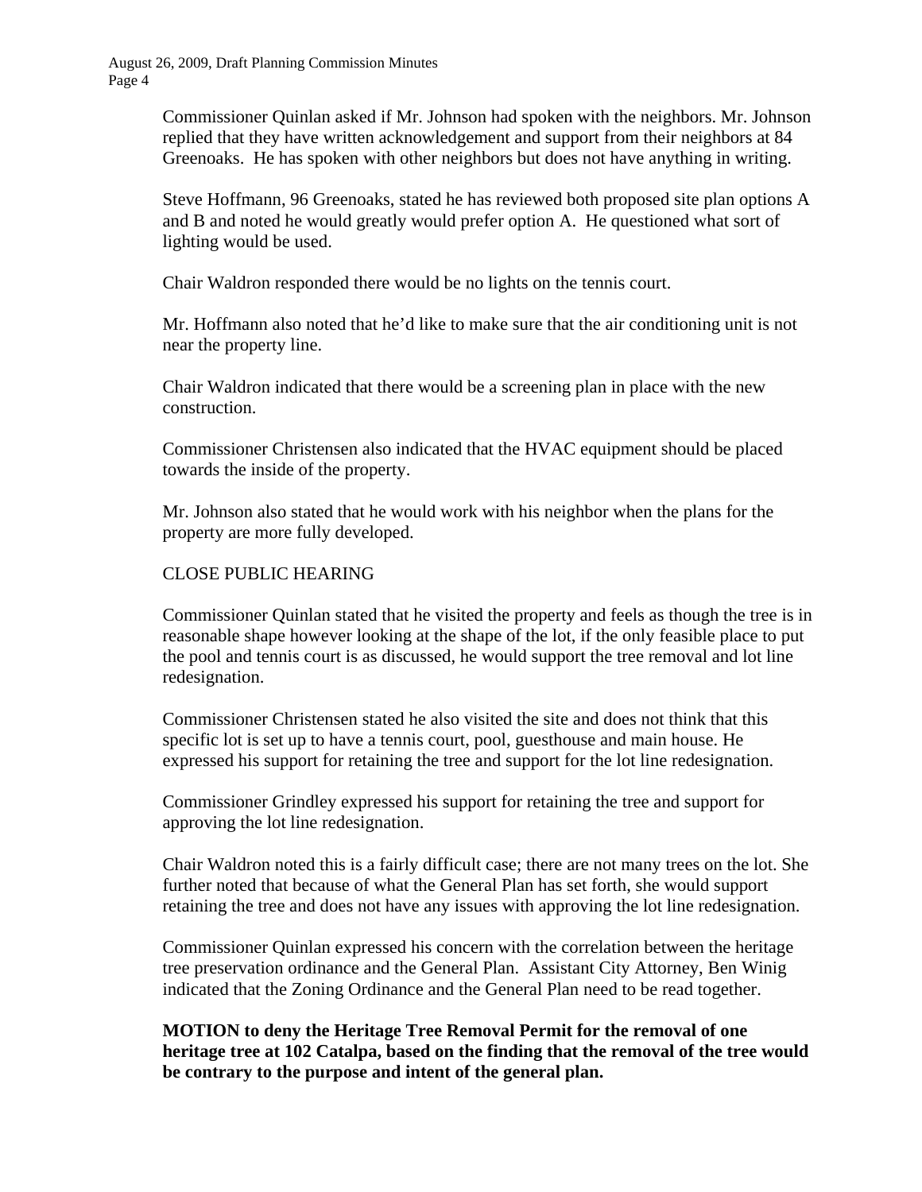Commissioner Quinlan asked if Mr. Johnson had spoken with the neighbors. Mr. Johnson replied that they have written acknowledgement and support from their neighbors at 84 Greenoaks. He has spoken with other neighbors but does not have anything in writing.

Steve Hoffmann, 96 Greenoaks, stated he has reviewed both proposed site plan options A and B and noted he would greatly would prefer option A. He questioned what sort of lighting would be used.

Chair Waldron responded there would be no lights on the tennis court.

Mr. Hoffmann also noted that he'd like to make sure that the air conditioning unit is not near the property line.

Chair Waldron indicated that there would be a screening plan in place with the new construction.

Commissioner Christensen also indicated that the HVAC equipment should be placed towards the inside of the property.

Mr. Johnson also stated that he would work with his neighbor when the plans for the property are more fully developed.

CLOSE PUBLIC HEARING

Commissioner Quinlan stated that he visited the property and feels as though the tree is in reasonable shape however looking at the shape of the lot, if the only feasible place to put the pool and tennis court is as discussed, he would support the tree removal and lot line redesignation.

Commissioner Christensen stated he also visited the site and does not think that this specific lot is set up to have a tennis court, pool, guesthouse and main house. He expressed his support for retaining the tree and support for the lot line redesignation.

Commissioner Grindley expressed his support for retaining the tree and support for approving the lot line redesignation.

Chair Waldron noted this is a fairly difficult case; there are not many trees on the lot. She further noted that because of what the General Plan has set forth, she would support retaining the tree and does not have any issues with approving the lot line redesignation.

Commissioner Quinlan expressed his concern with the correlation between the heritage tree preservation ordinance and the General Plan. Assistant City Attorney, Ben Winig indicated that the Zoning Ordinance and the General Plan need to be read together.

**MOTION to deny the Heritage Tree Removal Permit for the removal of one heritage tree at 102 Catalpa, based on the finding that the removal of the tree would be contrary to the purpose and intent of the general plan.**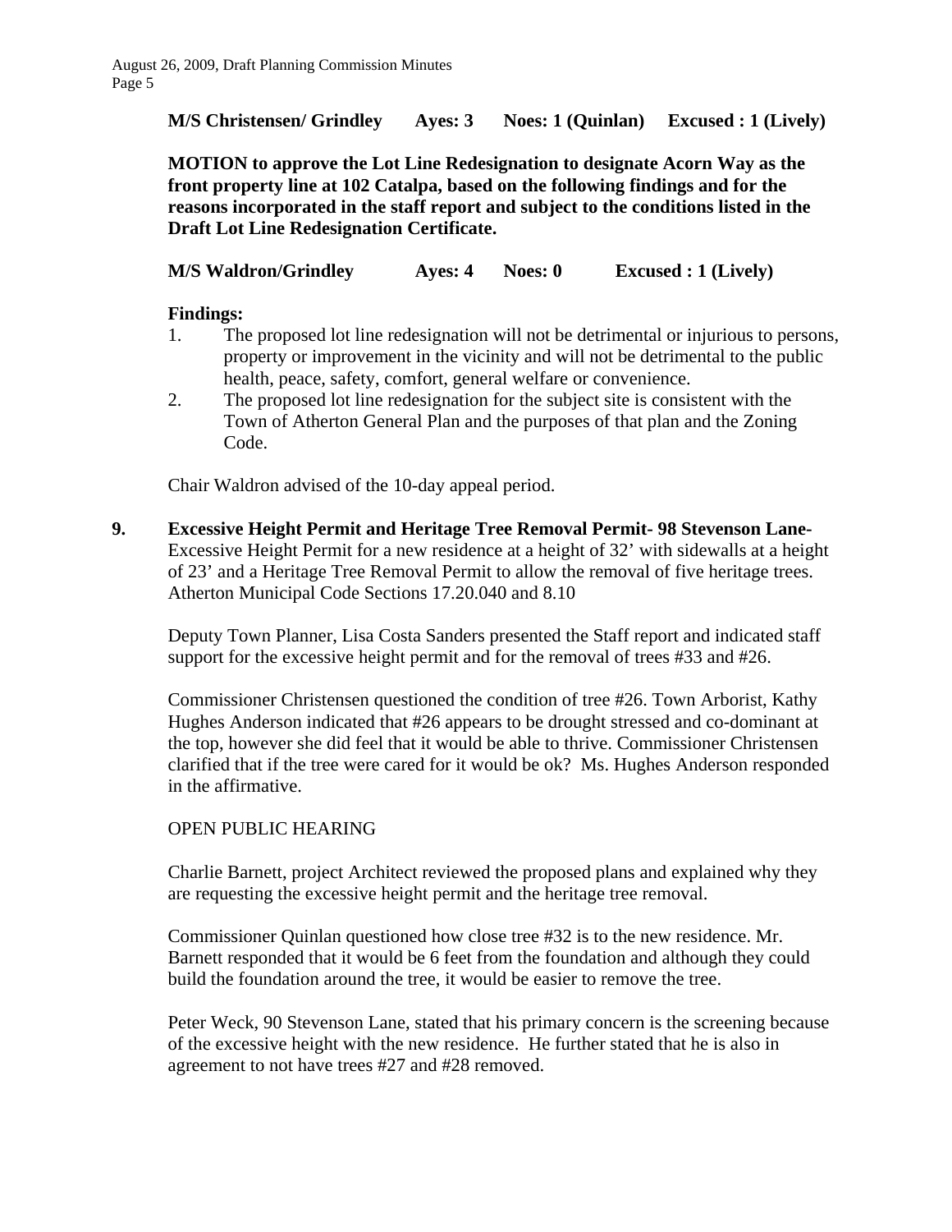**M/S Christensen/ Grindley Ayes: 3 Noes: 1 (Quinlan) Excused : 1 (Lively)**

**MOTION to approve the Lot Line Redesignation to designate Acorn Way as the front property line at 102 Catalpa, based on the following findings and for the reasons incorporated in the staff report and subject to the conditions listed in the Draft Lot Line Redesignation Certificate.**

**M/S Waldron/Grindley Ayes: 4 Noes: 0 Excused : 1 (Lively)**

**Findings:**

1. The proposed lot line redesignation will not be detrimental or injurious to persons, property or improvement in the vicinity and will not be detrimental to the public health, peace, safety, comfort, general welfare or convenience.
2. The proposed lot line redesignation for the subject site is consistent with the Town of Atherton General Plan and the purposes of that plan and the Zoning Code.

Chair Waldron advised of the 10-day appeal period.

**9. Excessive Height Permit and Heritage Tree Removal Permit- 98 Stevenson Lane-** Excessive Height Permit for a new residence at a height of 32' with sidewalls at a height of 23' and a Heritage Tree Removal Permit to allow the removal of five heritage trees. Atherton Municipal Code Sections 17.20.040 and 8.10

Deputy Town Planner, Lisa Costa Sanders presented the Staff report and indicated staff support for the excessive height permit and for the removal of trees #33 and #26.

Commissioner Christensen questioned the condition of tree #26. Town Arborist, Kathy Hughes Anderson indicated that #26 appears to be drought stressed and co-dominant at the top, however she did feel that it would be able to thrive. Commissioner Christensen clarified that if the tree were cared for it would be ok? Ms. Hughes Anderson responded in the affirmative.

OPEN PUBLIC HEARING

Charlie Barnett, project Architect reviewed the proposed plans and explained why they are requesting the excessive height permit and the heritage tree removal.

Commissioner Quinlan questioned how close tree #32 is to the new residence. Mr. Barnett responded that it would be 6 feet from the foundation and although they could build the foundation around the tree, it would be easier to remove the tree.

Peter Weck, 90 Stevenson Lane, stated that his primary concern is the screening because of the excessive height with the new residence. He further stated that he is also in agreement to not have trees #27 and #28 removed.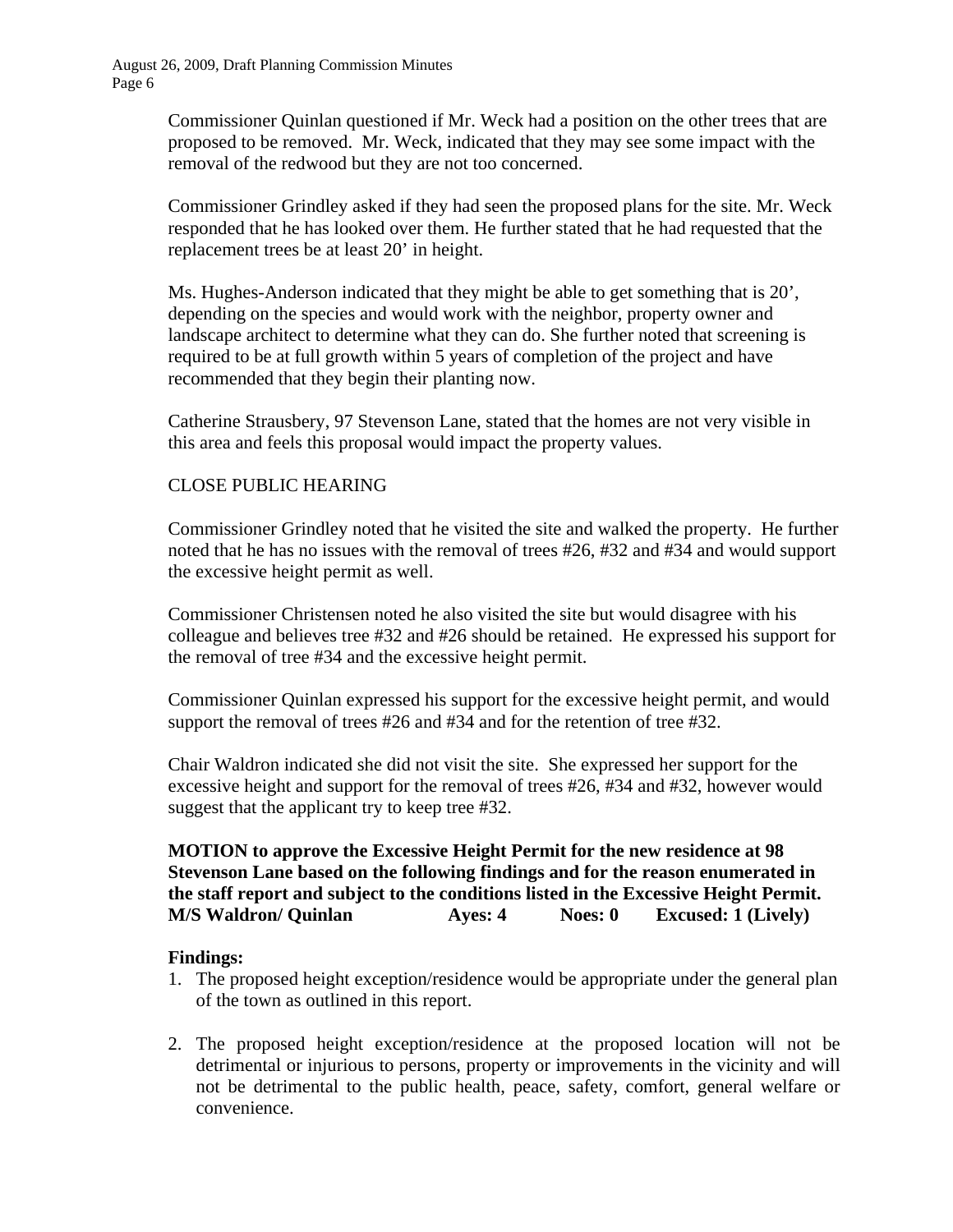Commissioner Quinlan questioned if Mr. Weck had a position on the other trees that are proposed to be removed. Mr. Weck, indicated that they may see some impact with the removal of the redwood but they are not too concerned.

Commissioner Grindley asked if they had seen the proposed plans for the site. Mr. Weck responded that he has looked over them. He further stated that he had requested that the replacement trees be at least 20' in height.

Ms. Hughes-Anderson indicated that they might be able to get something that is 20', depending on the species and would work with the neighbor, property owner and landscape architect to determine what they can do. She further noted that screening is required to be at full growth within 5 years of completion of the project and have recommended that they begin their planting now.

Catherine Strausbery, 97 Stevenson Lane, stated that the homes are not very visible in this area and feels this proposal would impact the property values.

CLOSE PUBLIC HEARING

Commissioner Grindley noted that he visited the site and walked the property. He further noted that he has no issues with the removal of trees #26, #32 and #34 and would support the excessive height permit as well.

Commissioner Christensen noted he also visited the site but would disagree with his colleague and believes tree #32 and #26 should be retained. He expressed his support for the removal of tree #34 and the excessive height permit.

Commissioner Quinlan expressed his support for the excessive height permit, and would support the removal of trees #26 and #34 and for the retention of tree #32.

Chair Waldron indicated she did not visit the site. She expressed her support for the excessive height and support for the removal of trees #26, #34 and #32, however would suggest that the applicant try to keep tree #32.

**MOTION to approve the Excessive Height Permit for the new residence at 98 Stevenson Lane based on the following findings and for the reason enumerated in the staff report and subject to the conditions listed in the Excessive Height Permit.**
**M/S Waldron/ Quinlan Ayes: 4 Noes: 0 Excused: 1 (Lively)**

**Findings:**

1. The proposed height exception/residence would be appropriate under the general plan of the town as outlined in this report.

2. The proposed height exception/residence at the proposed location will not be detrimental or injurious to persons, property or improvements in the vicinity and will not be detrimental to the public health, peace, safety, comfort, general welfare or convenience.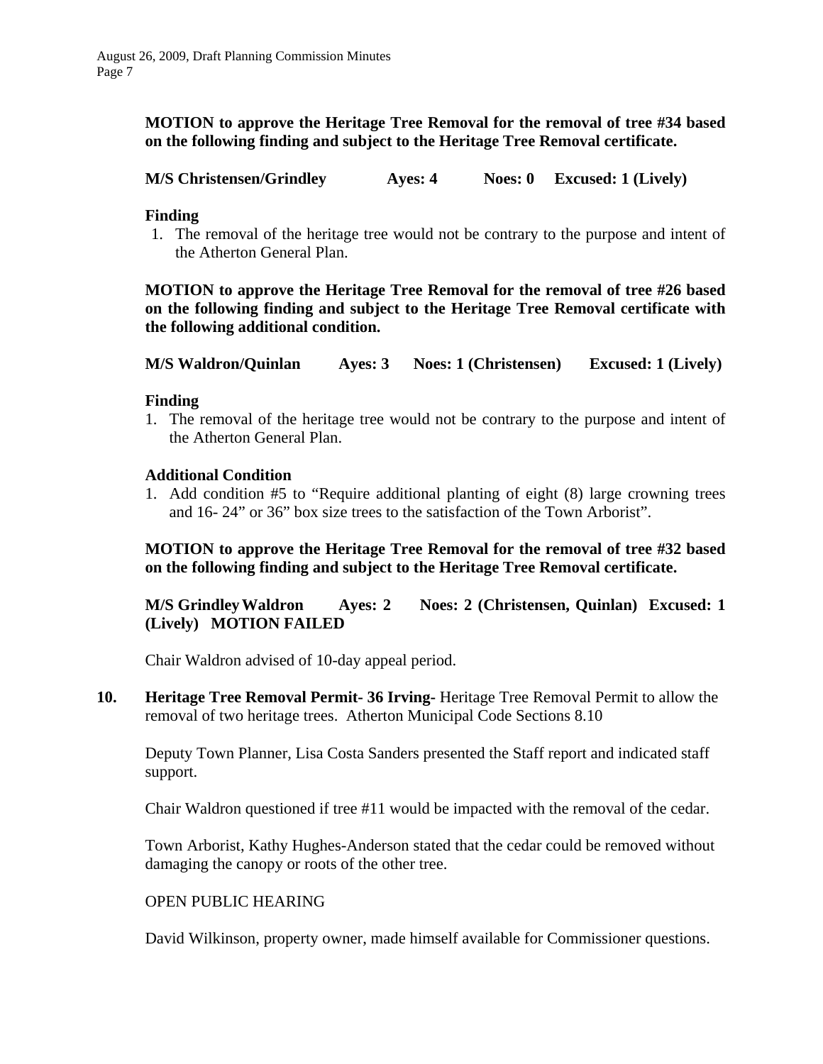**MOTION to approve the Heritage Tree Removal for the removal of tree #34 based on the following finding and subject to the Heritage Tree Removal certificate.**

**M/S Christensen/Grindley Ayes: 4 Noes: 0 Excused: 1 (Lively)**

**Finding**

1. The removal of the heritage tree would not be contrary to the purpose and intent of the Atherton General Plan.

**MOTION to approve the Heritage Tree Removal for the removal of tree #26 based on the following finding and subject to the Heritage Tree Removal certificate with the following additional condition.**

**M/S Waldron/Quinlan Ayes: 3 Noes: 1 (Christensen) Excused: 1 (Lively)**

**Finding**

1. The removal of the heritage tree would not be contrary to the purpose and intent of the Atherton General Plan.

**Additional Condition**

1. Add condition #5 to "Require additional planting of eight (8) large crowning trees and 16- 24" or 36" box size trees to the satisfaction of the Town Arborist".

**MOTION to approve the Heritage Tree Removal for the removal of tree #32 based on the following finding and subject to the Heritage Tree Removal certificate.**

**M/S Grindley Waldron Ayes: 2 Noes: 2 (Christensen, Quinlan) Excused: 1 (Lively) MOTION FAILED**

Chair Waldron advised of 10-day appeal period.

**10. Heritage Tree Removal Permit- 36 Irving-** Heritage Tree Removal Permit to allow the removal of two heritage trees. Atherton Municipal Code Sections 8.10

Deputy Town Planner, Lisa Costa Sanders presented the Staff report and indicated staff support.

Chair Waldron questioned if tree #11 would be impacted with the removal of the cedar.

Town Arborist, Kathy Hughes-Anderson stated that the cedar could be removed without damaging the canopy or roots of the other tree.

OPEN PUBLIC HEARING

David Wilkinson, property owner, made himself available for Commissioner questions.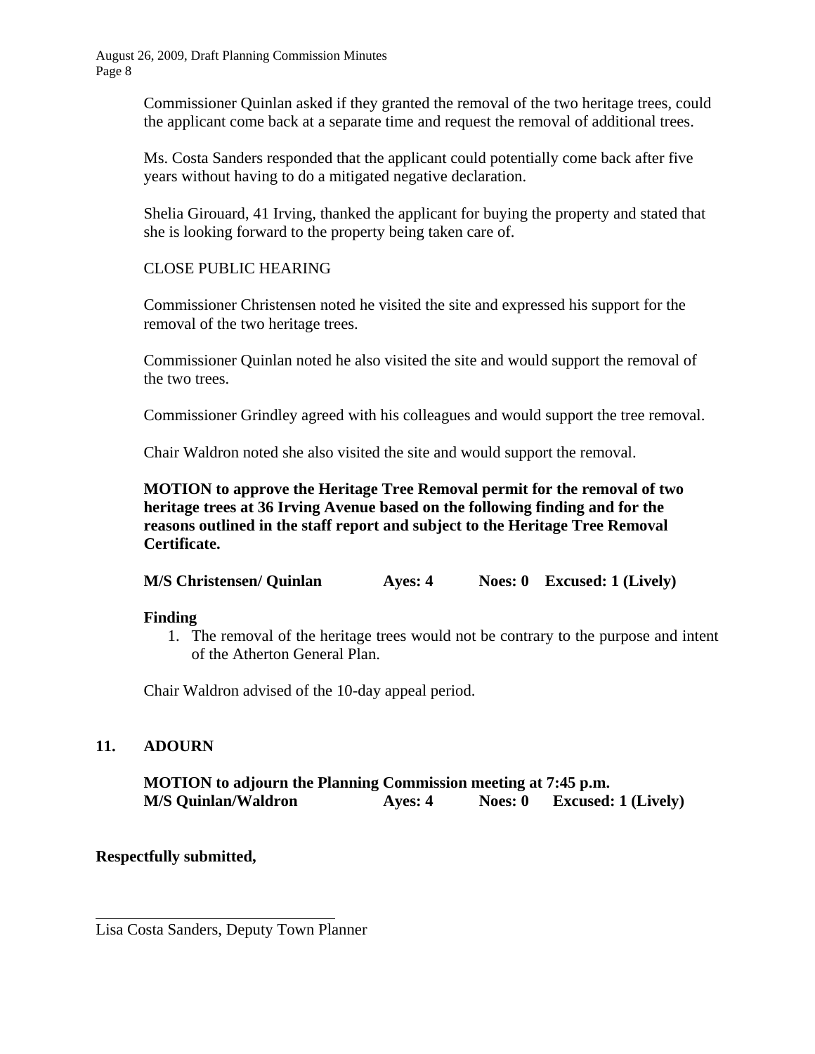Commissioner Quinlan asked if they granted the removal of the two heritage trees, could the applicant come back at a separate time and request the removal of additional trees.

Ms. Costa Sanders responded that the applicant could potentially come back after five years without having to do a mitigated negative declaration.

Shelia Girouard, 41 Irving, thanked the applicant for buying the property and stated that she is looking forward to the property being taken care of.

CLOSE PUBLIC HEARING

Commissioner Christensen noted he visited the site and expressed his support for the removal of the two heritage trees.

Commissioner Quinlan noted he also visited the site and would support the removal of the two trees.

Commissioner Grindley agreed with his colleagues and would support the tree removal.

Chair Waldron noted she also visited the site and would support the removal.

**MOTION to approve the Heritage Tree Removal permit for the removal of two heritage trees at 36 Irving Avenue based on the following finding and for the reasons outlined in the staff report and subject to the Heritage Tree Removal Certificate.**

**M/S Christensen/ Quinlan Ayes: 4 Noes: 0 Excused: 1 (Lively)**

**Finding**

1. The removal of the heritage trees would not be contrary to the purpose and intent of the Atherton General Plan.

Chair Waldron advised of the 10-day appeal period.

## 11. ADOURN

**MOTION to adjourn the Planning Commission meeting at 7:45 p.m.**
**M/S Quinlan/Waldron Ayes: 4 Noes: 0 Excused: 1 (Lively)**

**Respectfully submitted,**

\_\_\_\_\_\_\_\_\_\_\_\_\_\_\_\_\_\_\_\_\_\_\_\_\_\_\_\_\_\_
Lisa Costa Sanders, Deputy Town Planner